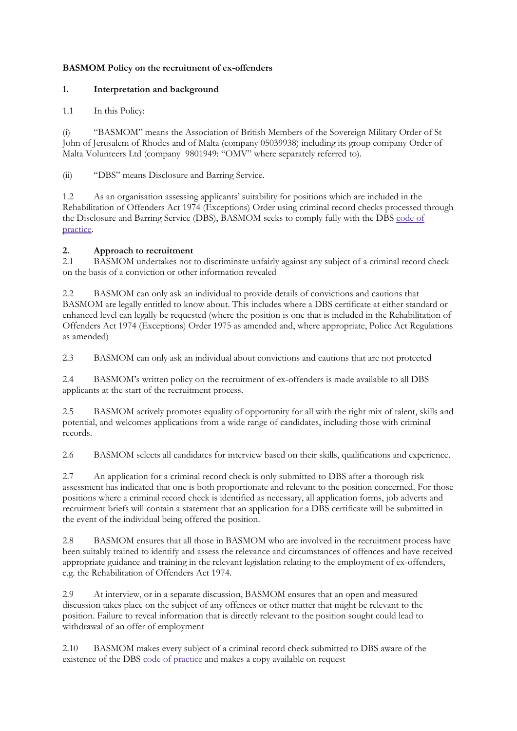**BASMOM Policy on the recruitment of ex-offenders**

## 1. Interpretation and background

1.1 In this Policy:

(i) "BASMOM" means the Association of British Members of the Sovereign Military Order of St John of Jerusalem of Rhodes and of Malta (company 05039938) including its group company Order of Malta Volunteers Ltd (company 9801949: "OMV" where separately referred to).

(ii) "DBS" means Disclosure and Barring Service.

1.2 As an organisation assessing applicants' suitability for positions which are included in the Rehabilitation of Offenders Act 1974 (Exceptions) Order using criminal record checks processed through the Disclosure and Barring Service (DBS), BASMOM seeks to comply fully with the DBS code of practice.

## 2. Approach to recruitment

2.1 BASMOM undertakes not to discriminate unfairly against any subject of a criminal record check on the basis of a conviction or other information revealed

2.2 BASMOM can only ask an individual to provide details of convictions and cautions that BASMOM are legally entitled to know about. This includes where a DBS certificate at either standard or enhanced level can legally be requested (where the position is one that is included in the Rehabilitation of Offenders Act 1974 (Exceptions) Order 1975 as amended and, where appropriate, Police Act Regulations as amended)

2.3 BASMOM can only ask an individual about convictions and cautions that are not protected

2.4 BASMOM's written policy on the recruitment of ex-offenders is made available to all DBS applicants at the start of the recruitment process.

2.5 BASMOM actively promotes equality of opportunity for all with the right mix of talent, skills and potential, and welcomes applications from a wide range of candidates, including those with criminal records.

2.6 BASMOM selects all candidates for interview based on their skills, qualifications and experience.

2.7 An application for a criminal record check is only submitted to DBS after a thorough risk assessment has indicated that one is both proportionate and relevant to the position concerned. For those positions where a criminal record check is identified as necessary, all application forms, job adverts and recruitment briefs will contain a statement that an application for a DBS certificate will be submitted in the event of the individual being offered the position.

2.8 BASMOM ensures that all those in BASMOM who are involved in the recruitment process have been suitably trained to identify and assess the relevance and circumstances of offences and have received appropriate guidance and training in the relevant legislation relating to the employment of ex-offenders, e.g. the Rehabilitation of Offenders Act 1974.

2.9 At interview, or in a separate discussion, BASMOM ensures that an open and measured discussion takes place on the subject of any offences or other matter that might be relevant to the position. Failure to reveal information that is directly relevant to the position sought could lead to withdrawal of an offer of employment

2.10 BASMOM makes every subject of a criminal record check submitted to DBS aware of the existence of the DBS code of practice and makes a copy available on request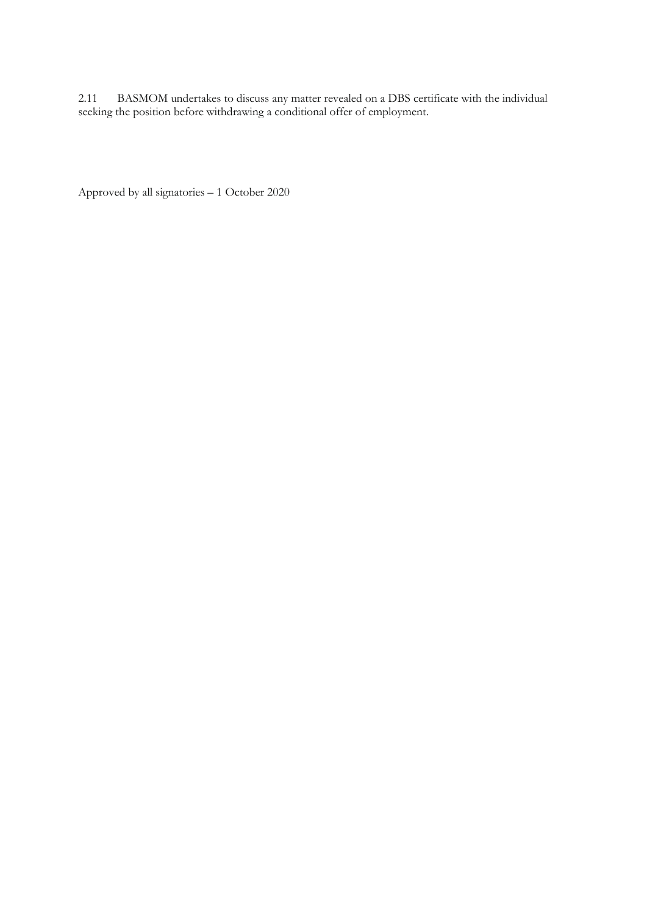2.11 BASMOM undertakes to discuss any matter revealed on a DBS certificate with the individual seeking the position before withdrawing a conditional offer of employment.

Approved by all signatories – 1 October 2020